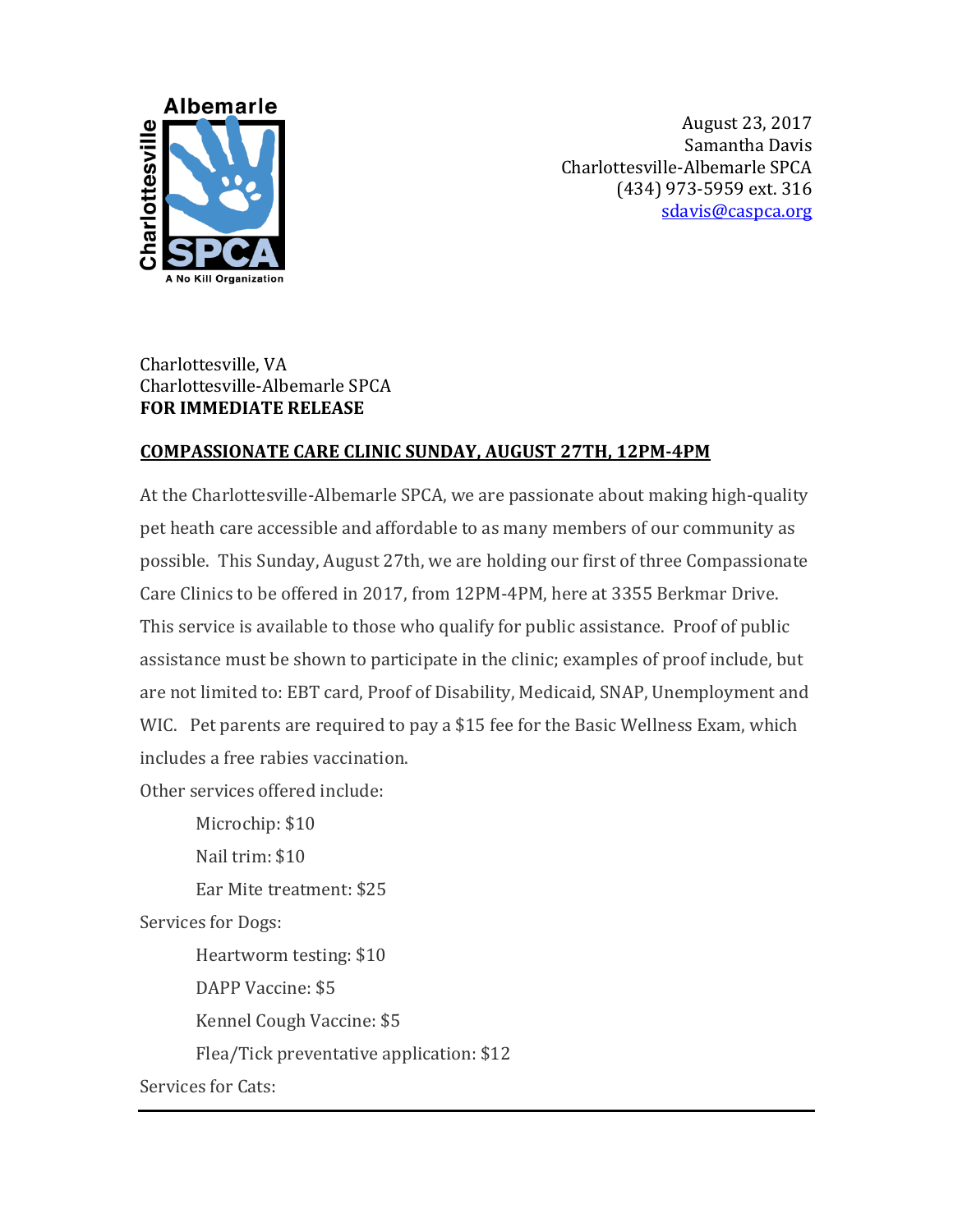August 23, 2017
Samantha Davis
Charlottesville-Albemarle SPCA
(434) 973-5959 ext. 316
sdavis@caspca.org

Charlottesville, VA
Charlottesville-Albemarle SPCA
**FOR IMMEDIATE RELEASE**

## COMPASSIONATE CARE CLINIC SUNDAY, AUGUST 27TH, 12PM-4PM

At the Charlottesville-Albemarle SPCA, we are passionate about making high-quality pet heath care accessible and affordable to as many members of our community as possible. This Sunday, August 27th, we are holding our first of three Compassionate Care Clinics to be offered in 2017, from 12PM-4PM, here at 3355 Berkmar Drive. This service is available to those who qualify for public assistance. Proof of public assistance must be shown to participate in the clinic; examples of proof include, but are not limited to: EBT card, Proof of Disability, Medicaid, SNAP, Unemployment and WIC. Pet parents are required to pay a $15 fee for the Basic Wellness Exam, which includes a free rabies vaccination.

Other services offered include:

- Microchip: $10
- Nail trim: $10
- Ear Mite treatment: $25

Services for Dogs:

- Heartworm testing: $10
- DAPP Vaccine: $5
- Kennel Cough Vaccine: $5
- Flea/Tick preventative application: $12

Services for Cats: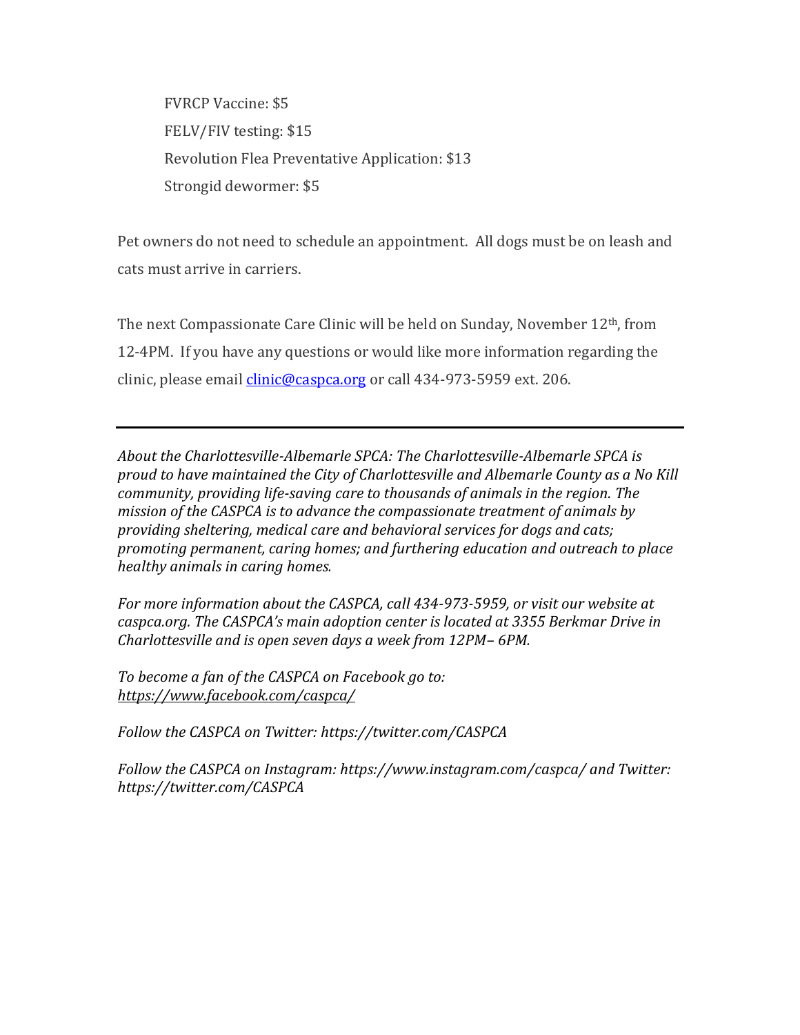FVRCP Vaccine: $5

FELV/FIV testing: $15

Revolution Flea Preventative Application: $13

Strongid dewormer: $5

Pet owners do not need to schedule an appointment. All dogs must be on leash and cats must arrive in carriers.

The next Compassionate Care Clinic will be held on Sunday, November 12th, from 12-4PM. If you have any questions or would like more information regarding the clinic, please email clinic@caspca.org or call 434-973-5959 ext. 206.

---

*About the Charlottesville-Albemarle SPCA: The Charlottesville-Albemarle SPCA is proud to have maintained the City of Charlottesville and Albemarle County as a No Kill community, providing life-saving care to thousands of animals in the region. The mission of the CASPCA is to advance the compassionate treatment of animals by providing sheltering, medical care and behavioral services for dogs and cats; promoting permanent, caring homes; and furthering education and outreach to place healthy animals in caring homes.*

*For more information about the CASPCA, call 434-973-5959, or visit our website at caspca.org. The CASPCA's main adoption center is located at 3355 Berkmar Drive in Charlottesville and is open seven days a week from 12PM– 6PM.*

*To become a fan of the CASPCA on Facebook go to: https://www.facebook.com/caspca/*

*Follow the CASPCA on Twitter: https://twitter.com/CASPCA*

*Follow the CASPCA on Instagram: https://www.instagram.com/caspca/ and Twitter: https://twitter.com/CASPCA*